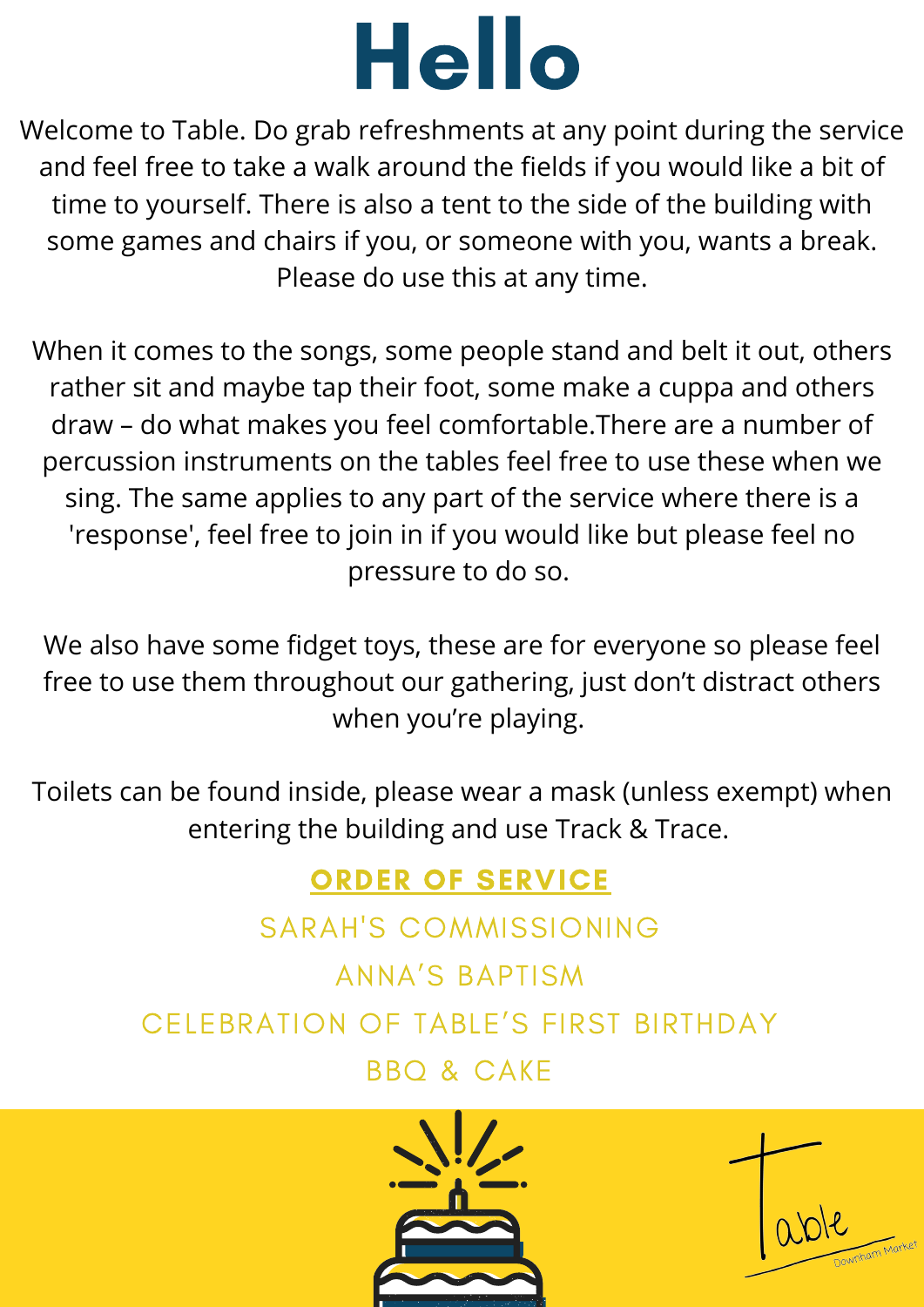# Hello

Welcome to Table. Do grab refreshments at any point during the service and feel free to take a walk around the fields if you would like a bit of time to yourself. There is also a tent to the side of the building with some games and chairs if you, or someone with you, wants a break. Please do use this at any time.

When it comes to the songs, some people stand and belt it out, others rather sit and maybe tap their foot, some make a cuppa and others draw – do what makes you feel comfortable.There are a number of percussion instruments on the tables feel free to use these when we sing. The same applies to any part of the service where there is a 'response', feel free to join in if you would like but please feel no pressure to do so.

We also have some fidget toys, these are for everyone so please feel free to use them throughout our gathering, just don't distract others when you're playing.

Toilets can be found inside, please wear a mask (unless exempt) when entering the building and use Track & Trace.

## ORDER OF SERVICE

SARAH'S COMMISSIONING

ANNA'S BAPTISM

CELEBRATION OF TABLE'S FIRST BIRTHDAY

BBQ & CAKE

Table

Downham Market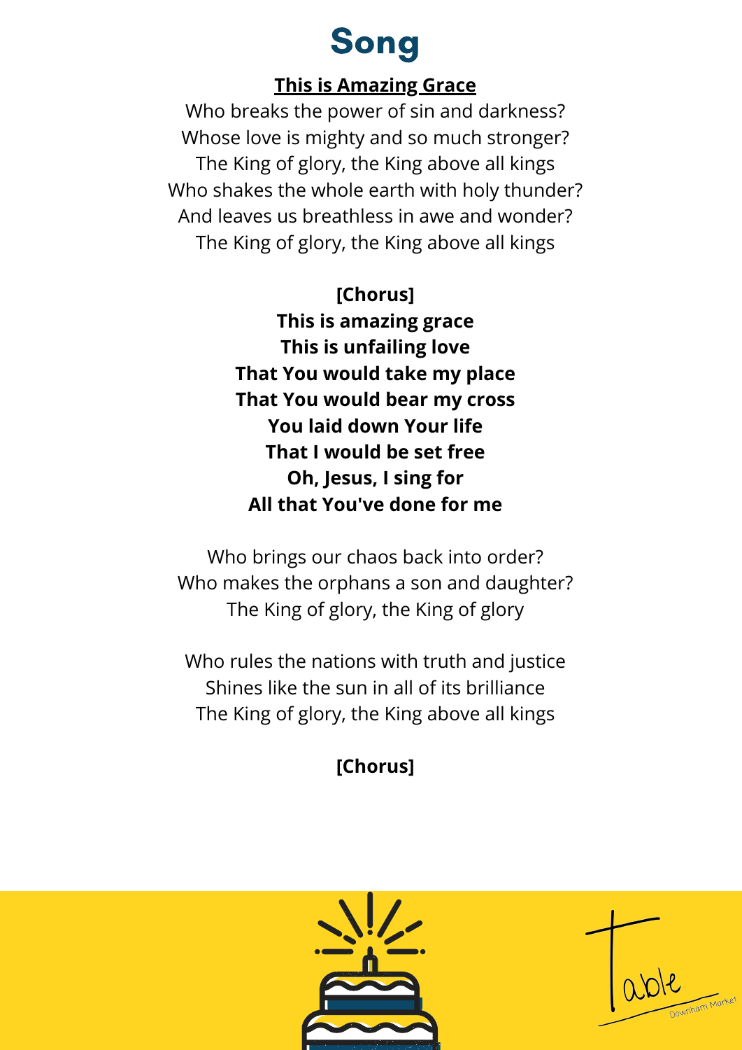# Song

**This is Amazing Grace**

Who breaks the power of sin and darkness?
Whose love is mighty and so much stronger?
The King of glory, the King above all kings
Who shakes the whole earth with holy thunder?
And leaves us breathless in awe and wonder?
The King of glory, the King above all kings

**[Chorus]**
**This is amazing grace**
**This is unfailing love**
**That You would take my place**
**That You would bear my cross**
**You laid down Your life**
**That I would be set free**
**Oh, Jesus, I sing for**
**All that You've done for me**

Who brings our chaos back into order?
Who makes the orphans a son and daughter?
The King of glory, the King of glory

Who rules the nations with truth and justice
Shines like the sun in all of its brilliance
The King of glory, the King above all kings

**[Chorus]**

Table
Downham Market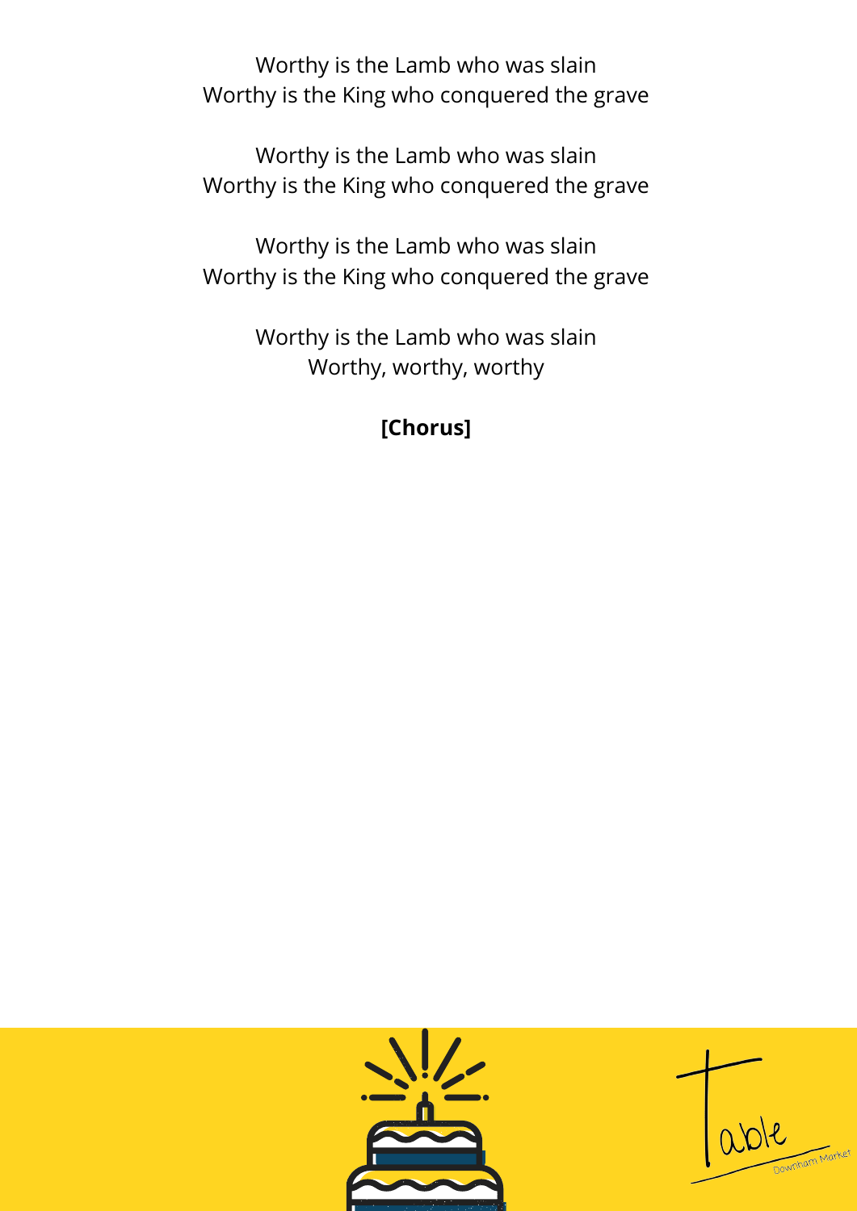Worthy is the Lamb who was slain
Worthy is the King who conquered the grave

Worthy is the Lamb who was slain
Worthy is the King who conquered the grave

Worthy is the Lamb who was slain
Worthy is the King who conquered the grave

Worthy is the Lamb who was slain
Worthy, worthy, worthy

**[Chorus]**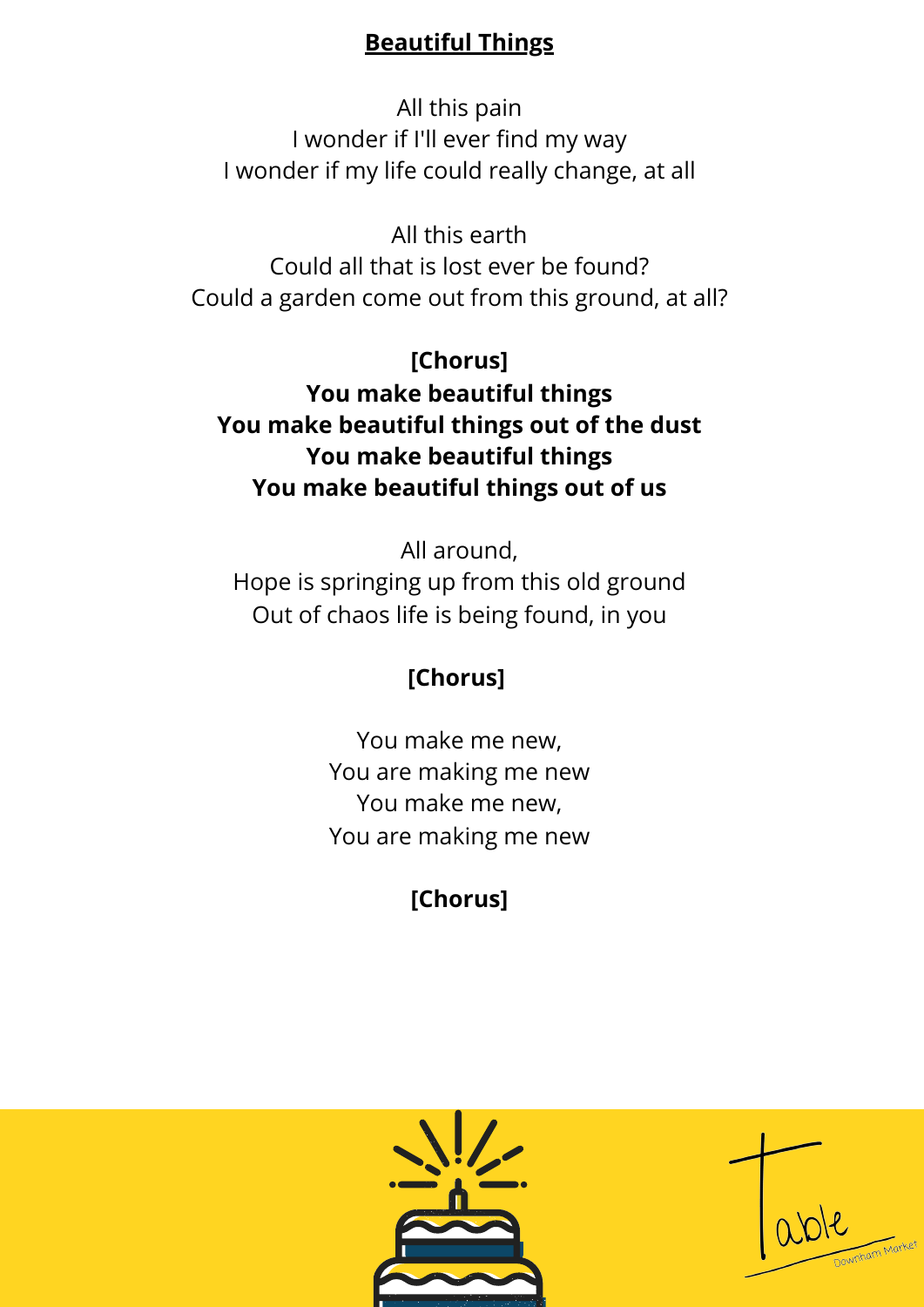# Beautiful Things

All this pain
I wonder if I'll ever find my way
I wonder if my life could really change, at all

All this earth
Could all that is lost ever be found?
Could a garden come out from this ground, at all?

**[Chorus]**
**You make beautiful things**
**You make beautiful things out of the dust**
**You make beautiful things**
**You make beautiful things out of us**

All around,
Hope is springing up from this old ground
Out of chaos life is being found, in you

**[Chorus]**

You make me new,
You are making me new
You make me new,
You are making me new

**[Chorus]**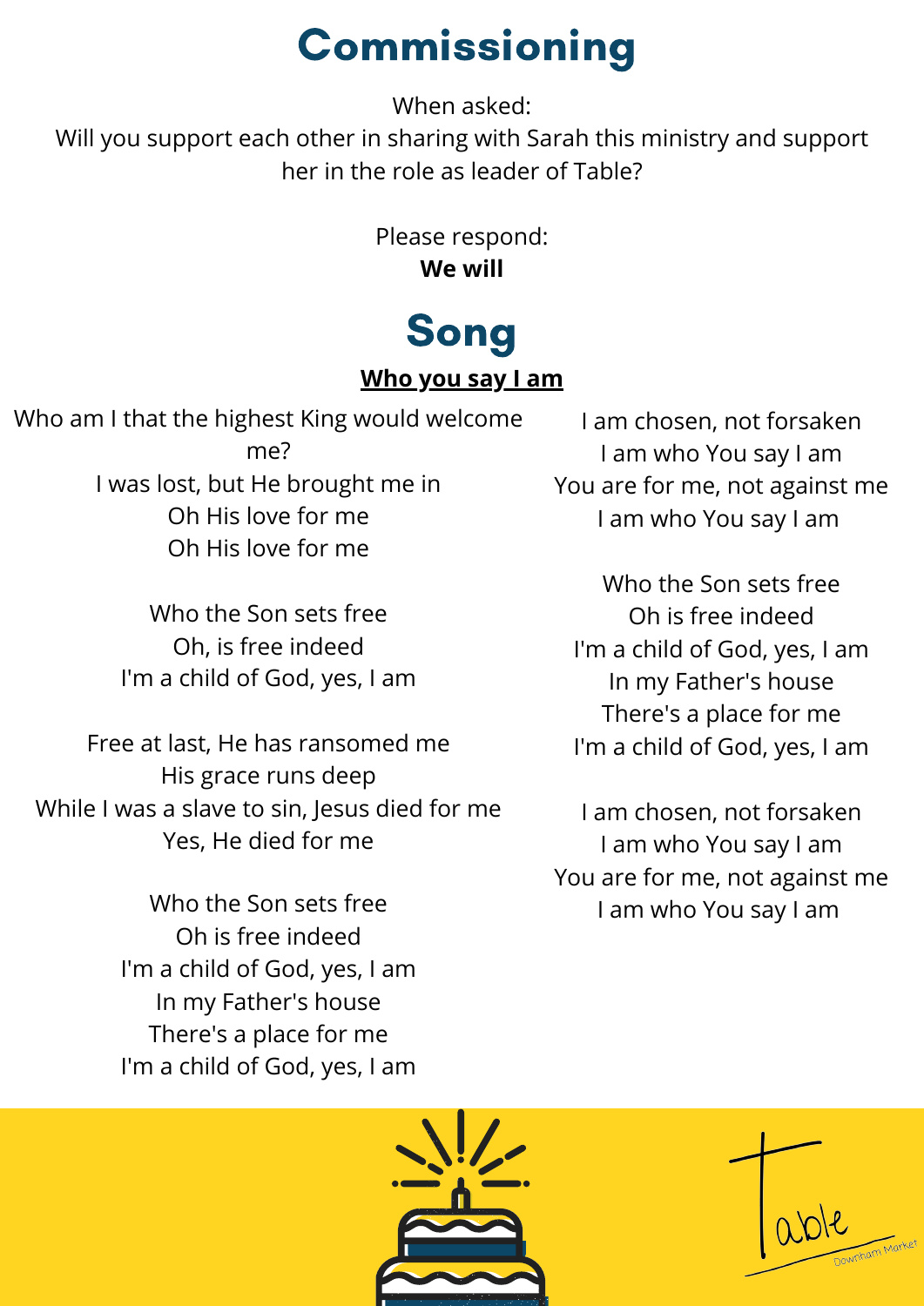# Commissioning

When asked:
Will you support each other in sharing with Sarah this ministry and support her in the role as leader of Table?

Please respond:
**We will**

# Song

**Who you say I am**

Who am I that the highest King would welcome me?
I was lost, but He brought me in
Oh His love for me
Oh His love for me

Who the Son sets free
Oh, is free indeed
I'm a child of God, yes, I am

Free at last, He has ransomed me
His grace runs deep
While I was a slave to sin, Jesus died for me
Yes, He died for me

Who the Son sets free
Oh is free indeed
I'm a child of God, yes, I am
In my Father's house
There's a place for me
I'm a child of God, yes, I am

I am chosen, not forsaken
I am who You say I am
You are for me, not against me
I am who You say I am

Who the Son sets free
Oh is free indeed
I'm a child of God, yes, I am
In my Father's house
There's a place for me
I'm a child of God, yes, I am

I am chosen, not forsaken
I am who You say I am
You are for me, not against me
I am who You say I am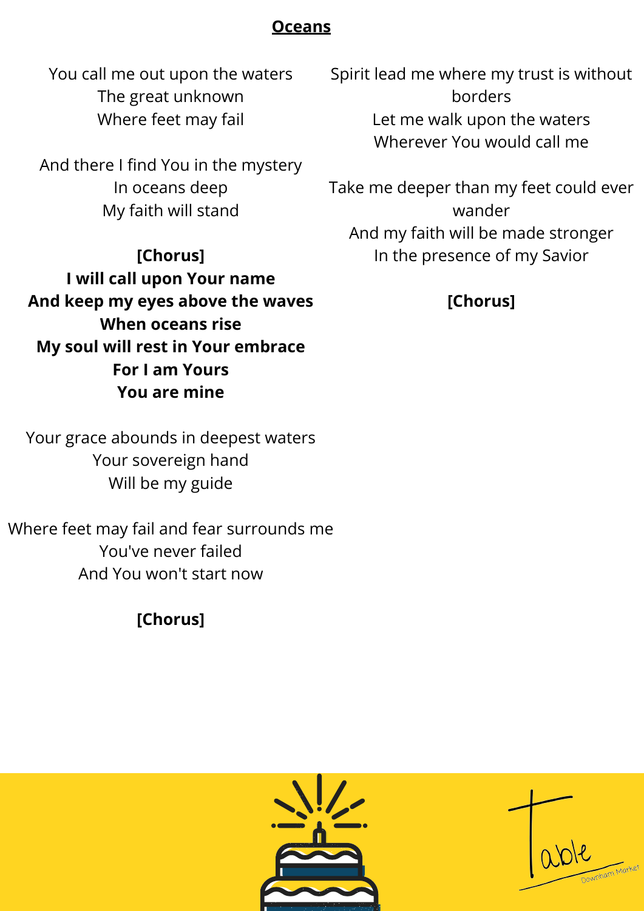# Oceans

You call me out upon the waters
The great unknown
Where feet may fail

And there I find You in the mystery
In oceans deep
My faith will stand

**[Chorus]**
**I will call upon Your name**
**And keep my eyes above the waves**
**When oceans rise**
**My soul will rest in Your embrace**
**For I am Yours**
**You are mine**

Your grace abounds in deepest waters
Your sovereign hand
Will be my guide

Where feet may fail and fear surrounds me
You've never failed
And You won't start now

**[Chorus]**

Spirit lead me where my trust is without borders
Let me walk upon the waters
Wherever You would call me

Take me deeper than my feet could ever wander
And my faith will be made stronger
In the presence of my Savior

**[Chorus]**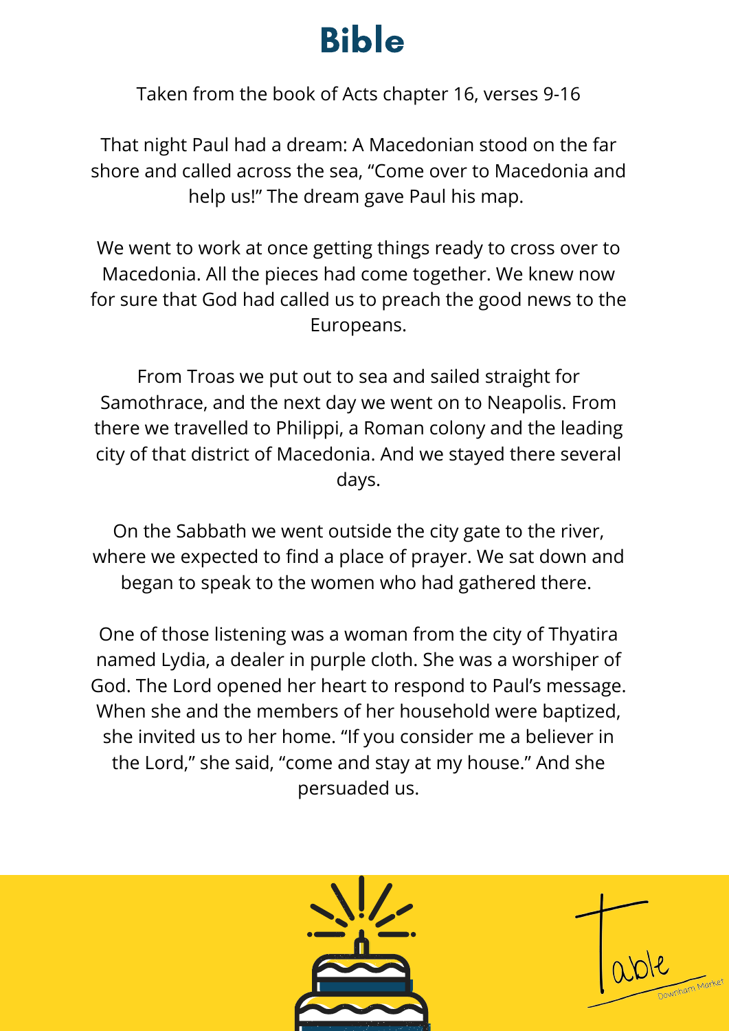# Bible

Taken from the book of Acts chapter 16, verses 9-16

That night Paul had a dream: A Macedonian stood on the far shore and called across the sea, "Come over to Macedonia and help us!" The dream gave Paul his map.

We went to work at once getting things ready to cross over to Macedonia. All the pieces had come together. We knew now for sure that God had called us to preach the good news to the Europeans.

From Troas we put out to sea and sailed straight for Samothrace, and the next day we went on to Neapolis. From there we travelled to Philippi, a Roman colony and the leading city of that district of Macedonia. And we stayed there several days.

On the Sabbath we went outside the city gate to the river, where we expected to find a place of prayer. We sat down and began to speak to the women who had gathered there.

One of those listening was a woman from the city of Thyatira named Lydia, a dealer in purple cloth. She was a worshiper of God. The Lord opened her heart to respond to Paul's message. When she and the members of her household were baptized, she invited us to her home. "If you consider me a believer in the Lord," she said, "come and stay at my house." And she persuaded us.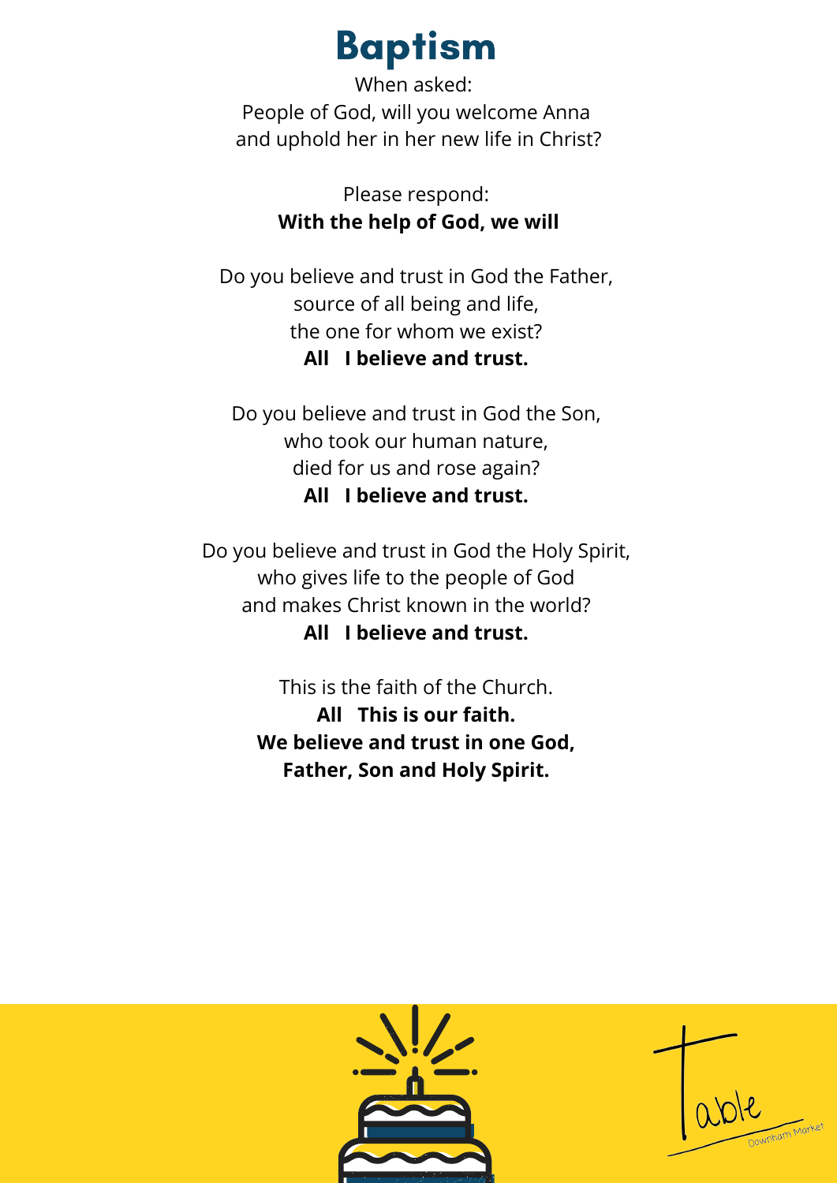# Baptism

When asked:
People of God, will you welcome Anna
and uphold her in her new life in Christ?

Please respond:
**With the help of God, we will**

Do you believe and trust in God the Father,
source of all being and life,
the one for whom we exist?
**All I believe and trust.**

Do you believe and trust in God the Son,
who took our human nature,
died for us and rose again?
**All I believe and trust.**

Do you believe and trust in God the Holy Spirit,
who gives life to the people of God
and makes Christ known in the world?
**All I believe and trust.**

This is the faith of the Church.
**All This is our faith.**
**We believe and trust in one God,**
**Father, Son and Holy Spirit.**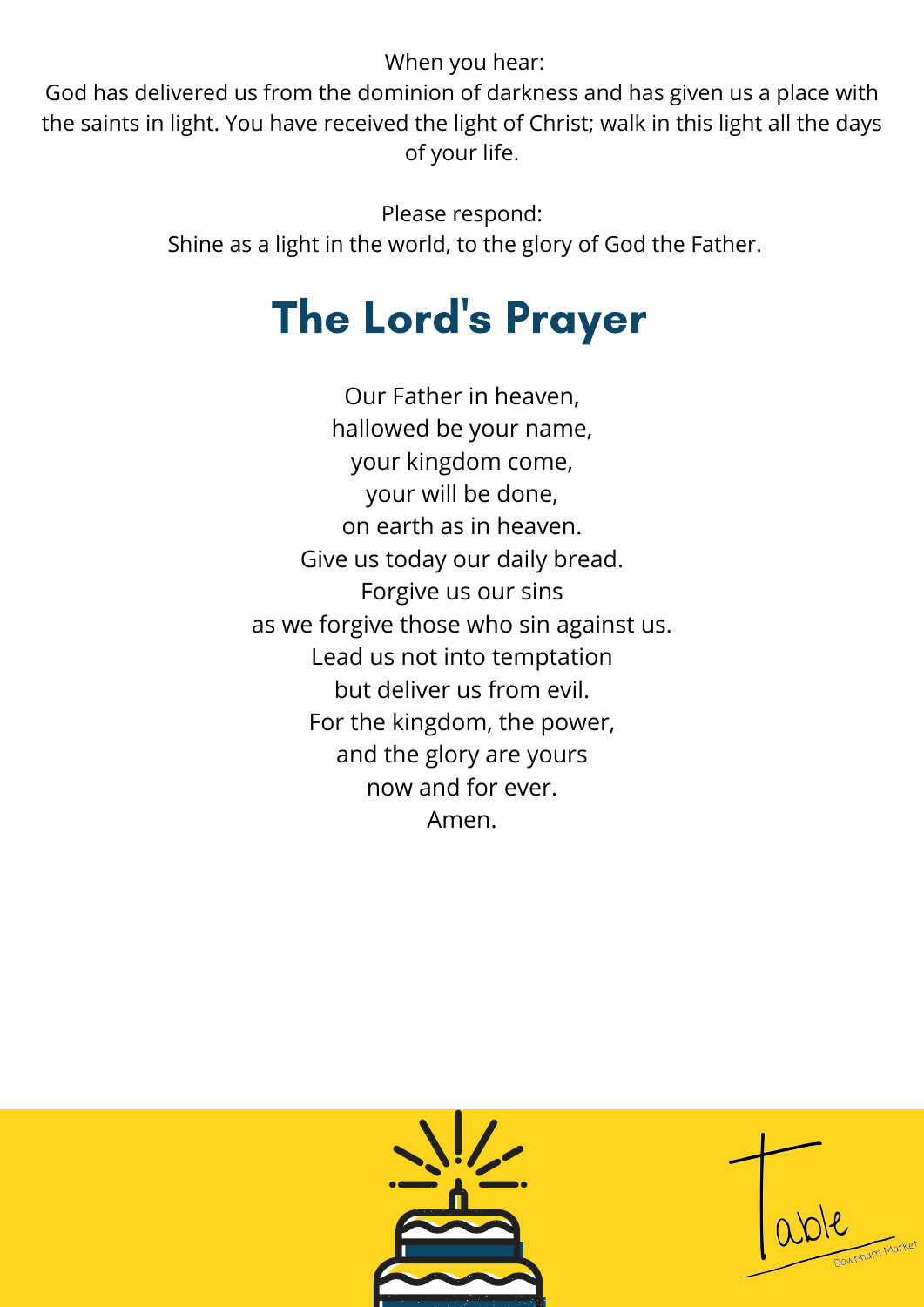When you hear:
God has delivered us from the dominion of darkness and has given us a place with the saints in light. You have received the light of Christ; walk in this light all the days of your life.

Please respond:
Shine as a light in the world, to the glory of God the Father.

## The Lord's Prayer

Our Father in heaven,
hallowed be your name,
your kingdom come,
your will be done,
on earth as in heaven.
Give us today our daily bread.
Forgive us our sins
as we forgive those who sin against us.
Lead us not into temptation
but deliver us from evil.
For the kingdom, the power,
and the glory are yours
now and for ever.
Amen.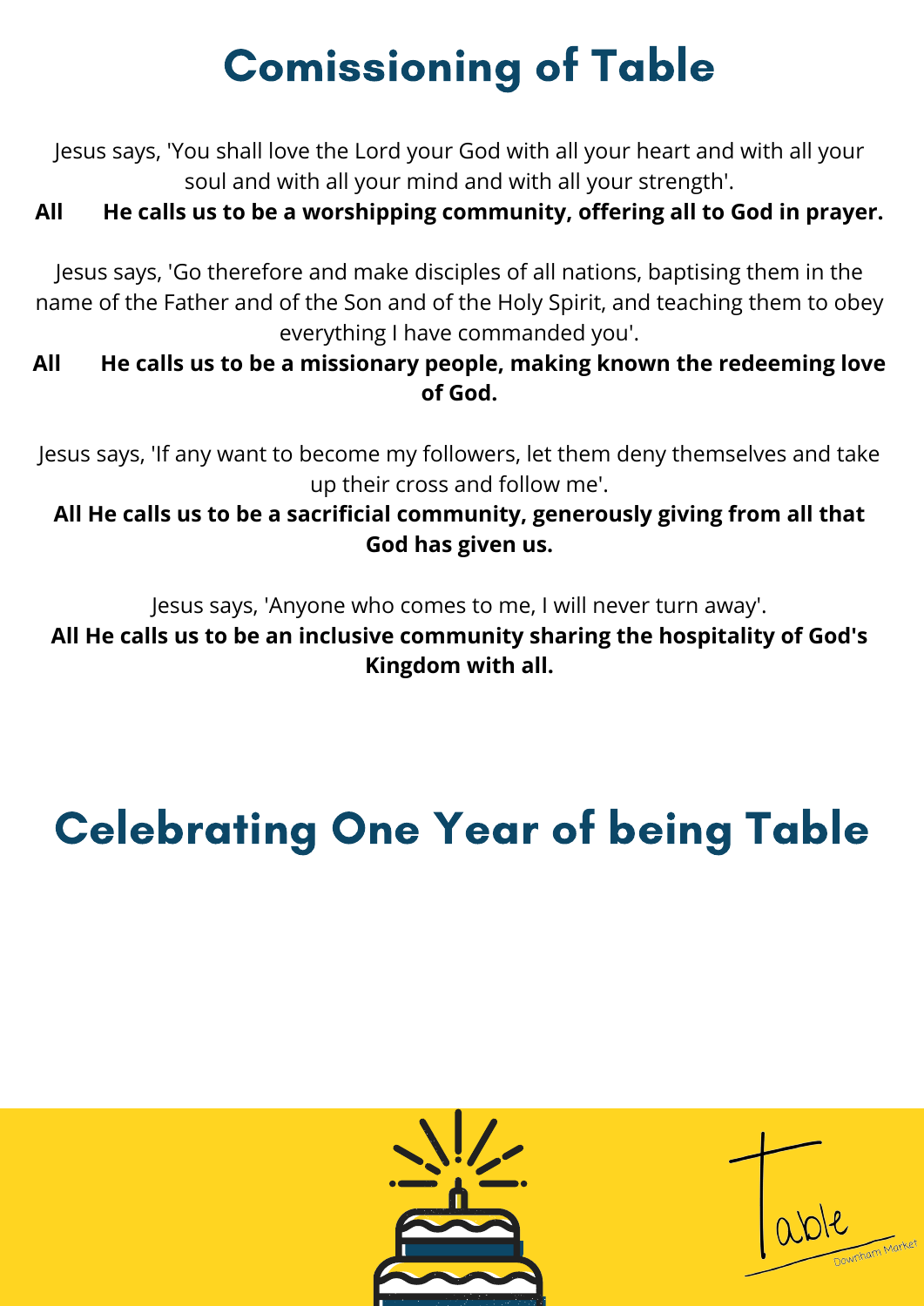# Comissioning of Table

Jesus says, 'You shall love the Lord your God with all your heart and with all your soul and with all your mind and with all your strength'.

**All He calls us to be a worshipping community, offering all to God in prayer.**

Jesus says, 'Go therefore and make disciples of all nations, baptising them in the name of the Father and of the Son and of the Holy Spirit, and teaching them to obey everything I have commanded you'.

**All He calls us to be a missionary people, making known the redeeming love of God.**

Jesus says, 'If any want to become my followers, let them deny themselves and take up their cross and follow me'.

**All He calls us to be a sacrificial community, generously giving from all that God has given us.**

Jesus says, 'Anyone who comes to me, I will never turn away'.

**All He calls us to be an inclusive community sharing the hospitality of God's Kingdom with all.**

# Celebrating One Year of being Table

Table

Downham Market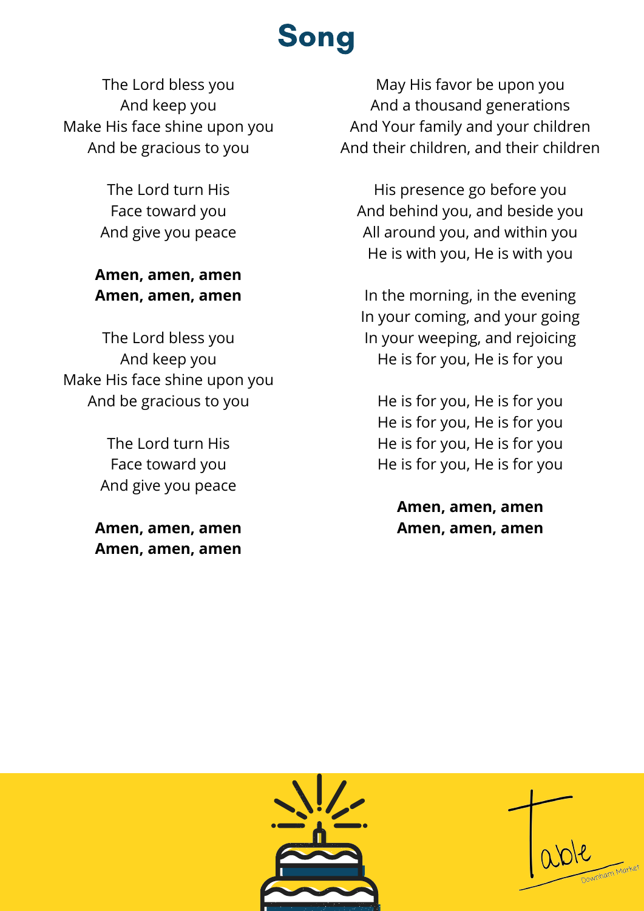# Song

The Lord bless you
And keep you
Make His face shine upon you
And be gracious to you

The Lord turn His
Face toward you
And give you peace

**Amen, amen, amen**
**Amen, amen, amen**

The Lord bless you
And keep you
Make His face shine upon you
And be gracious to you

The Lord turn His
Face toward you
And give you peace

**Amen, amen, amen**
**Amen, amen, amen**

May His favor be upon you
And a thousand generations
And Your family and your children
And their children, and their children

His presence go before you
And behind you, and beside you
All around you, and within you
He is with you, He is with you

In the morning, in the evening
In your coming, and your going
In your weeping, and rejoicing
He is for you, He is for you

He is for you, He is for you
He is for you, He is for you
He is for you, He is for you
He is for you, He is for you

**Amen, amen, amen**
**Amen, amen, amen**

Table
Downham Market